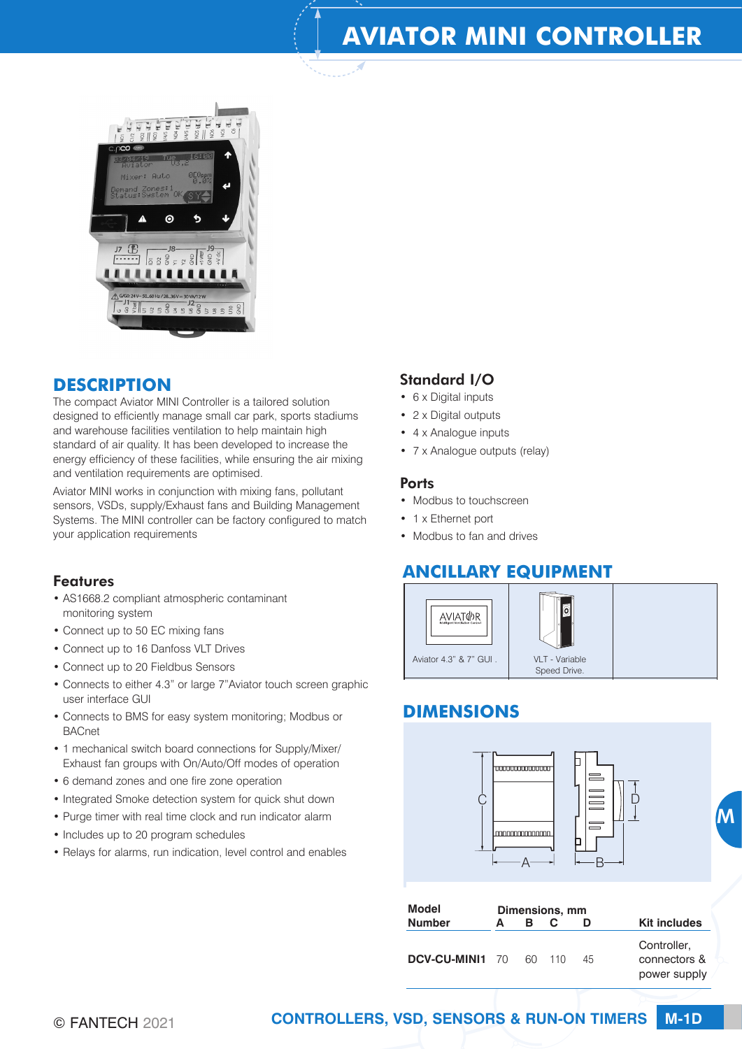# AVIATOR MINI CONTROLLER

## DESCRIPTION

The compact Aviator MINI Controller is a tailored solution designed to efficiently manage small car park, sports stadiums and warehouse facilities ventilation to help maintain high standard of air quality. It has been developed to increase the energy efficiency of these facilities, while ensuring the air mixing and ventilation requirements are optimised.

Aviator MINI works in conjunction with mixing fans, pollutant sensors, VSDs, supply/Exhaust fans and Building Management Systems. The MINI controller can be factory configured to match your application requirements

### Features

- AS1668.2 compliant atmospheric contaminant monitoring system
- Connect up to 50 EC mixing fans
- Connect up to 16 Danfoss VLT Drives
- Connect up to 20 Fieldbus Sensors
- Connects to either 4.3" or large 7"Aviator touch screen graphic user interface GUI
- Connects to BMS for easy system monitoring; Modbus or BACnet
- 1 mechanical switch board connections for Supply/Mixer/ Exhaust fan groups with On/Auto/Off modes of operation
- 6 demand zones and one fire zone operation
- Integrated Smoke detection system for quick shut down
- Purge timer with real time clock and run indicator alarm
- Includes up to 20 program schedules
- Relays for alarms, run indication, level control and enables

### Standard I/O

- 6 x Digital inputs
- 2 x Digital outputs
- 4 x Analogue inputs
- 7 x Analogue outputs (relay)

### Ports

- Modbus to touchscreen
- 1 x Ethernet port
- Modbus to fan and drives

## ANCILLARY EQUIPMENT

| Aviator 4.3" & 7" GUI . | VLT - Variable Speed Drive. | |
|---|---|---|

## DIMENSIONS

| Model Number | Dimensions, mm A | B | C | D | Kit includes |
|---|---|---|---|---|---|
| DCV-CU-MINI1 | 70 | 60 | 110 | 45 | Controller, connectors & power supply |

© FANTECH 2021

CONTROLLERS, VSD, SENSORS & RUN-ON TIMERS M-1D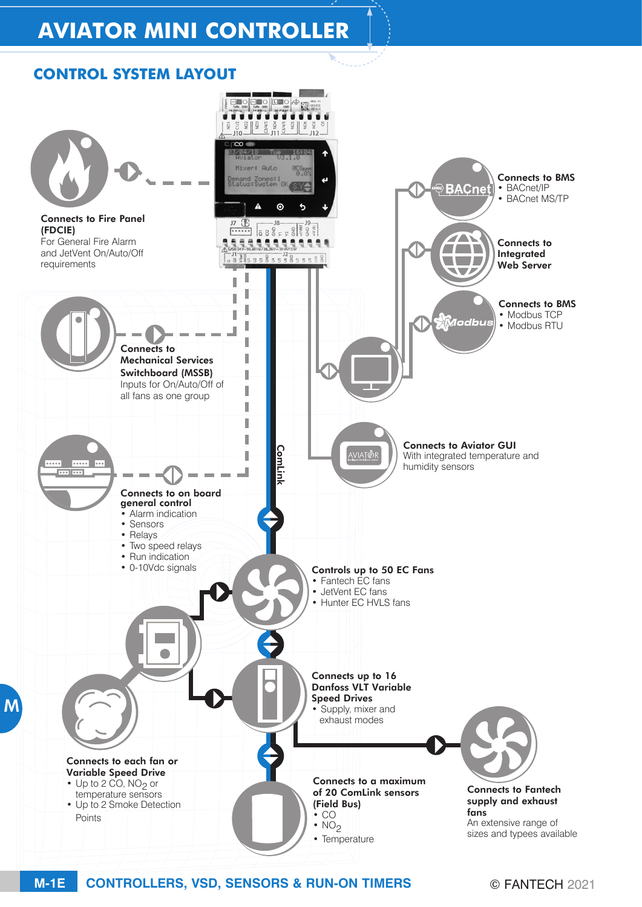# AVIATOR MINI CONTROLLER

## CONTROL SYSTEM LAYOUT

**Connects to Fire Panel (FDCIE)**
For General Fire Alarm and JetVent On/Auto/Off requirements

**Connects to BMS**
- BACnet/IP
- BACnet MS/TP

**Connects to Integrated Web Server**

**Connects to BMS**
- Modbus TCP
- Modbus RTU

**Connects to Mechanical Services Switchboard (MSSB)**
Inputs for On/Auto/Off of all fans as one group

**Connects to Aviator GUI**
With integrated temperature and humidity sensors

ComLink

**Connects to on board general control**
- Alarm indication
- Sensors
- Relays
- Two speed relays
- Run indication
- 0-10Vdc signals

**Controls up to 50 EC Fans**
- Fantech EC fans
- JetVent EC fans
- Hunter EC HVLS fans

**Connects up to 16 Danfoss VLT Variable Speed Drives**
- Supply, mixer and exhaust modes

**Connects to each fan or Variable Speed Drive**
- Up to 2 CO, $NO_2$ or temperature sensors
- Up to 2 Smoke Detection Points

**Connects to a maximum of 20 ComLink sensors (Field Bus)**
- CO
- $NO_2$
- Temperature

**Connects to Fantech supply and exhaust fans**
An extensive range of sizes and typees available

M-1E CONTROLLERS, VSD, SENSORS & RUN-ON TIMERS

© FANTECH 2021